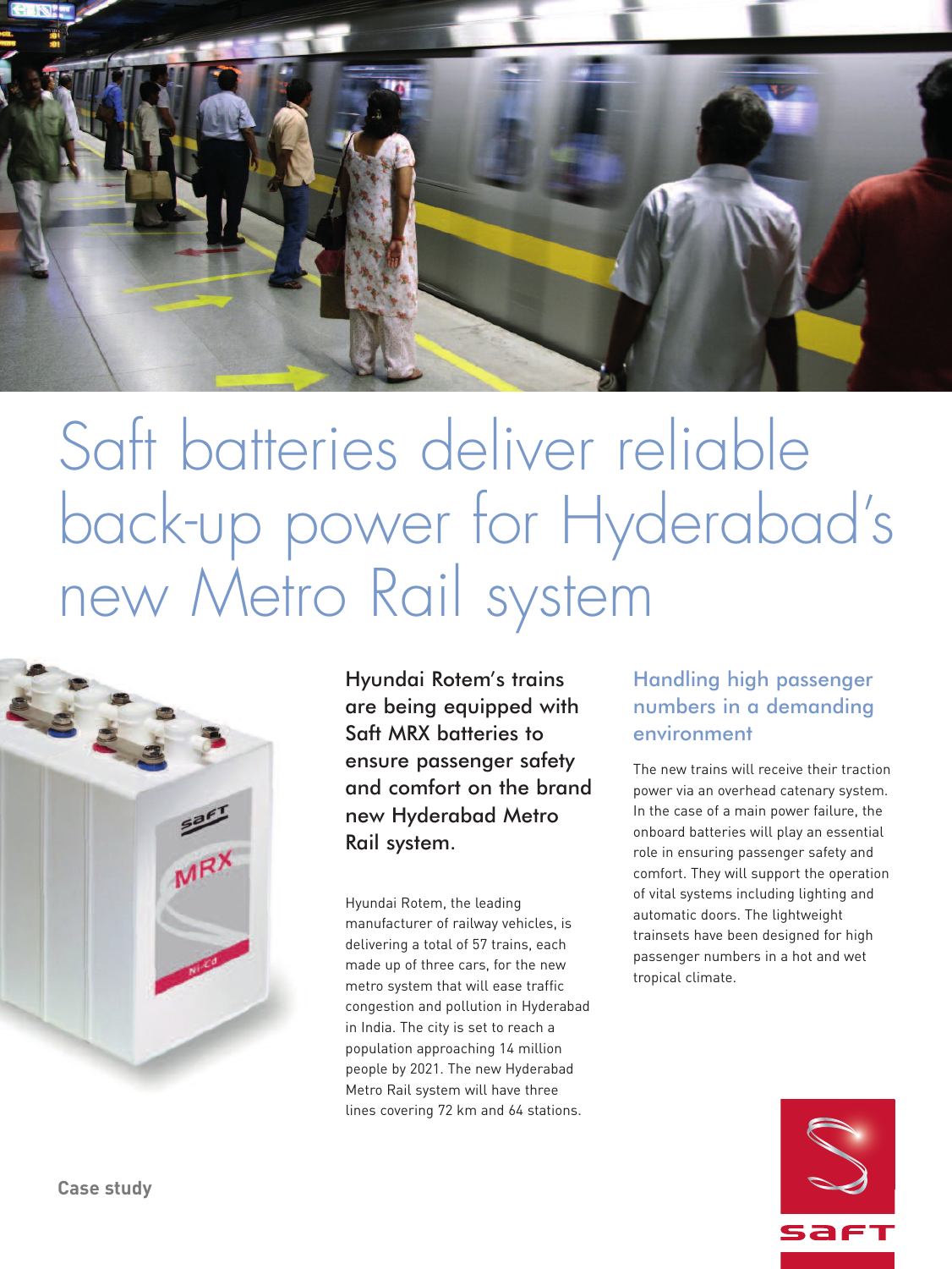# Saft batteries deliver reliable back-up power for Hyderabad's new Metro Rail system

**Hyundai Rotem's trains are being equipped with Saft MRX batteries to ensure passenger safety and comfort on the brand new Hyderabad Metro Rail system.**

Hyundai Rotem, the leading manufacturer of railway vehicles, is delivering a total of 57 trains, each made up of three cars, for the new metro system that will ease traffic congestion and pollution in Hyderabad in India. The city is set to reach a population approaching 14 million people by 2021. The new Hyderabad Metro Rail system will have three lines covering 72 km and 64 stations.

## Handling high passenger numbers in a demanding environment

The new trains will receive their traction power via an overhead catenary system. In the case of a main power failure, the onboard batteries will play an essential role in ensuring passenger safety and comfort. They will support the operation of vital systems including lighting and automatic doors. The lightweight trainsets have been designed for high passenger numbers in a hot and wet tropical climate.

Case study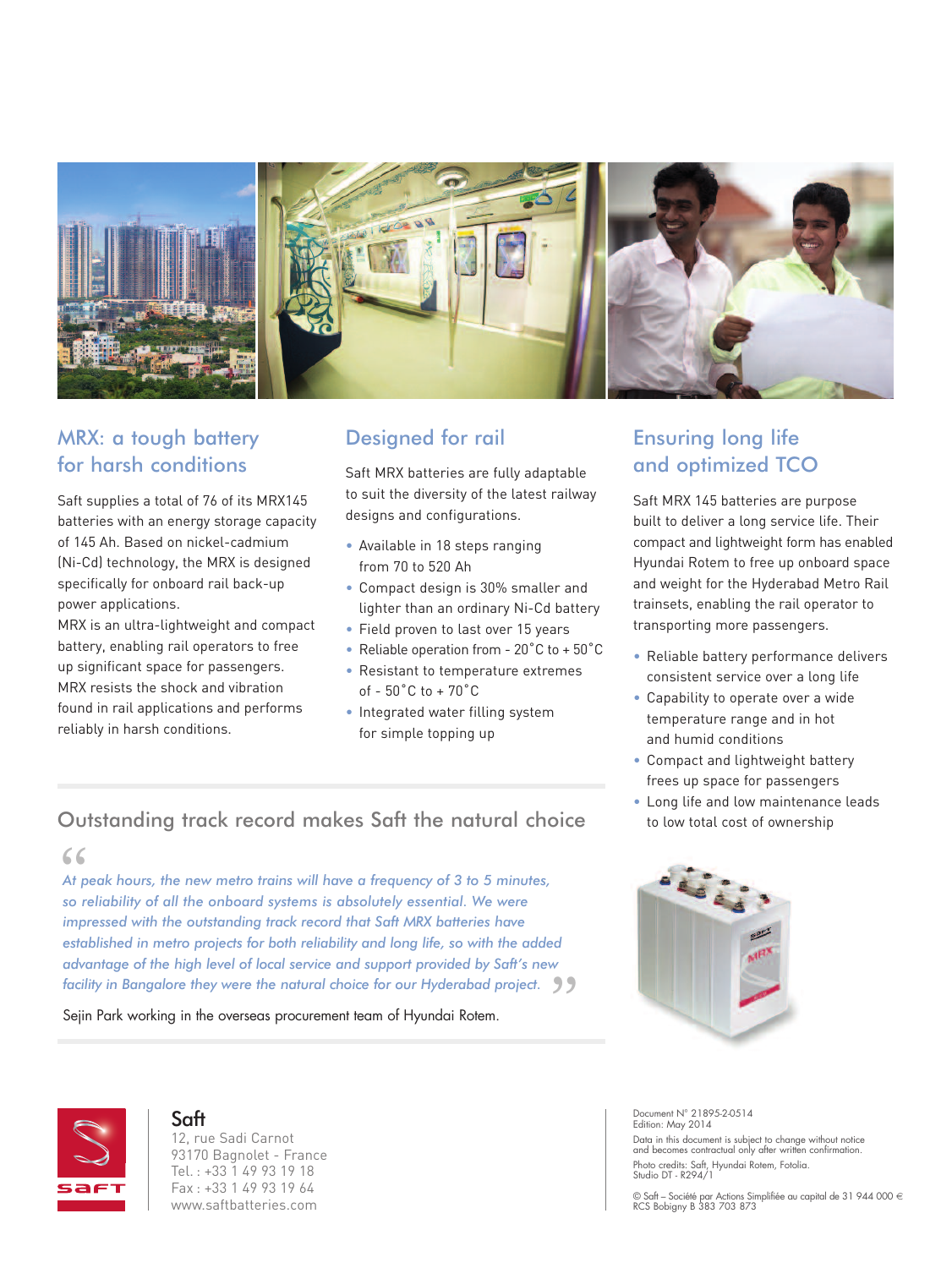## MRX: a tough battery for harsh conditions

Saft supplies a total of 76 of its MRX145 batteries with an energy storage capacity of 145 Ah. Based on nickel-cadmium (Ni-Cd) technology, the MRX is designed specifically for onboard rail back-up power applications.

MRX is an ultra-lightweight and compact battery, enabling rail operators to free up significant space for passengers. MRX resists the shock and vibration found in rail applications and performs reliably in harsh conditions.

## Designed for rail

Saft MRX batteries are fully adaptable to suit the diversity of the latest railway designs and configurations.

- Available in 18 steps ranging from 70 to 520 Ah
- Compact design is 30% smaller and lighter than an ordinary Ni-Cd battery
- Field proven to last over 15 years
- Reliable operation from - 20°C to + 50°C
- Resistant to temperature extremes of - 50°C to + 70°C
- Integrated water filling system for simple topping up

## Ensuring long life and optimized TCO

Saft MRX 145 batteries are purpose built to deliver a long service life. Their compact and lightweight form has enabled Hyundai Rotem to free up onboard space and weight for the Hyderabad Metro Rail trainsets, enabling the rail operator to transporting more passengers.

- Reliable battery performance delivers consistent service over a long life
- Capability to operate over a wide temperature range and in hot and humid conditions
- Compact and lightweight battery frees up space for passengers
- Long life and low maintenance leads to low total cost of ownership

## Outstanding track record makes Saft the natural choice

*"At peak hours, the new metro trains will have a frequency of 3 to 5 minutes, so reliability of all the onboard systems is absolutely essential. We were impressed with the outstanding track record that Saft MRX batteries have established in metro projects for both reliability and long life, so with the added advantage of the high level of local service and support provided by Saft's new facility in Bangalore they were the natural choice for our Hyderabad project."*

Sejin Park working in the overseas procurement team of Hyundai Rotem.

**Saft**
12, rue Sadi Carnot
93170 Bagnolet - France
Tel. : +33 1 49 93 19 18
Fax : +33 1 49 93 19 64
www.saftbatteries.com

Document N° 21895-2-0514
Edition: May 2014
Data in this document is subject to change without notice and becomes contractual only after written confirmation.
Photo credits: Saft, Hyundai Rotem, Fotolia.
Studio DT - R294/1

© Saft – Société par Actions Simplifiée au capital de 31 944 000 €
RCS Bobigny B 383 703 873